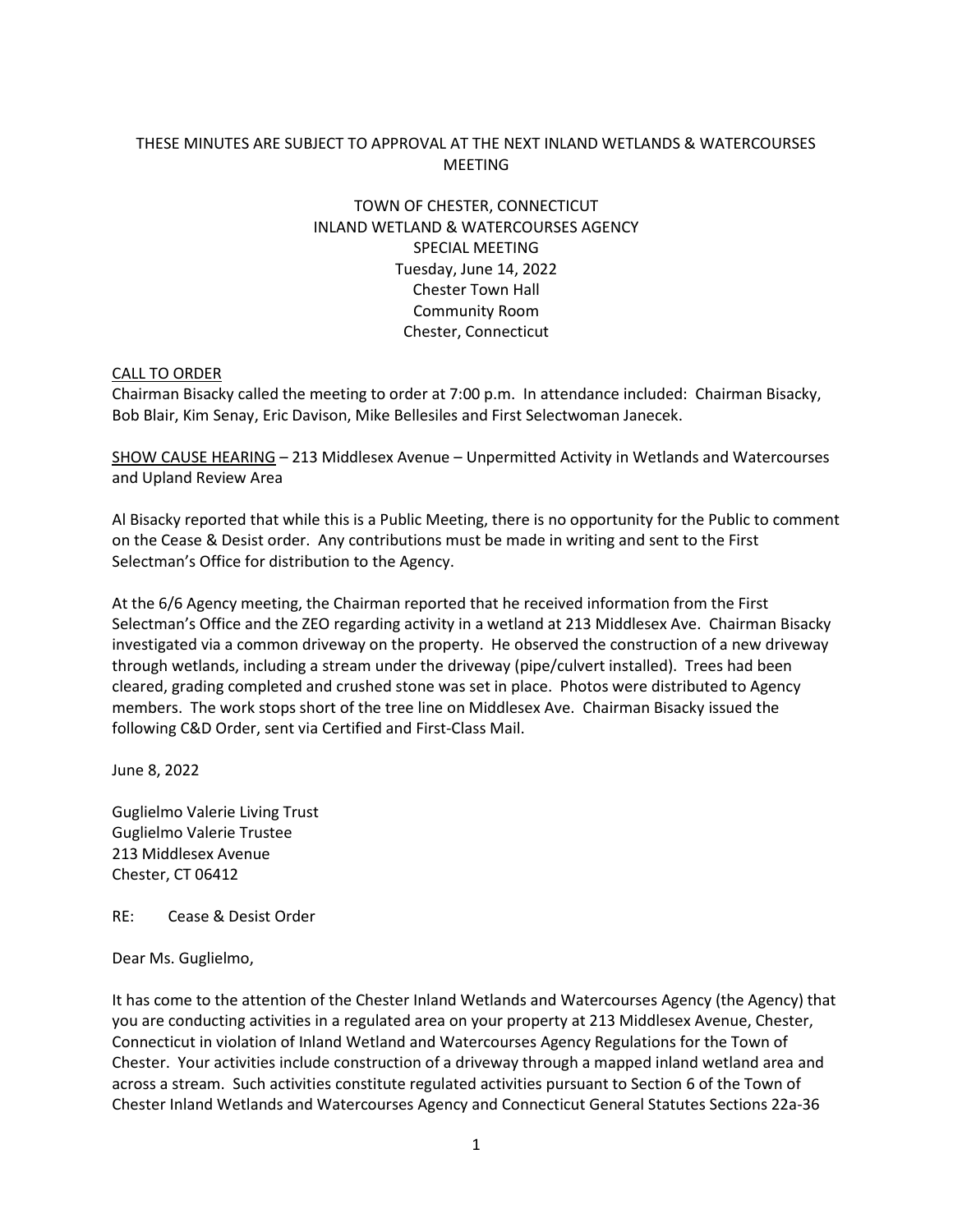THESE MINUTES ARE SUBJECT TO APPROVAL AT THE NEXT INLAND WETLANDS & WATERCOURSES MEETING

TOWN OF CHESTER, CONNECTICUT
INLAND WETLAND & WATERCOURSES AGENCY
SPECIAL MEETING
Tuesday, June 14, 2022
Chester Town Hall
Community Room
Chester, Connecticut

CALL TO ORDER

Chairman Bisacky called the meeting to order at 7:00 p.m. In attendance included: Chairman Bisacky, Bob Blair, Kim Senay, Eric Davison, Mike Bellesiles and First Selectwoman Janecek.

SHOW CAUSE HEARING – 213 Middlesex Avenue – Unpermitted Activity in Wetlands and Watercourses and Upland Review Area

Al Bisacky reported that while this is a Public Meeting, there is no opportunity for the Public to comment on the Cease & Desist order. Any contributions must be made in writing and sent to the First Selectman's Office for distribution to the Agency.

At the 6/6 Agency meeting, the Chairman reported that he received information from the First Selectman's Office and the ZEO regarding activity in a wetland at 213 Middlesex Ave. Chairman Bisacky investigated via a common driveway on the property. He observed the construction of a new driveway through wetlands, including a stream under the driveway (pipe/culvert installed). Trees had been cleared, grading completed and crushed stone was set in place. Photos were distributed to Agency members. The work stops short of the tree line on Middlesex Ave. Chairman Bisacky issued the following C&D Order, sent via Certified and First-Class Mail.

June 8, 2022

Guglielmo Valerie Living Trust
Guglielmo Valerie Trustee
213 Middlesex Avenue
Chester, CT 06412

RE: Cease & Desist Order

Dear Ms. Guglielmo,

It has come to the attention of the Chester Inland Wetlands and Watercourses Agency (the Agency) that you are conducting activities in a regulated area on your property at 213 Middlesex Avenue, Chester, Connecticut in violation of Inland Wetland and Watercourses Agency Regulations for the Town of Chester. Your activities include construction of a driveway through a mapped inland wetland area and across a stream. Such activities constitute regulated activities pursuant to Section 6 of the Town of Chester Inland Wetlands and Watercourses Agency and Connecticut General Statutes Sections 22a-36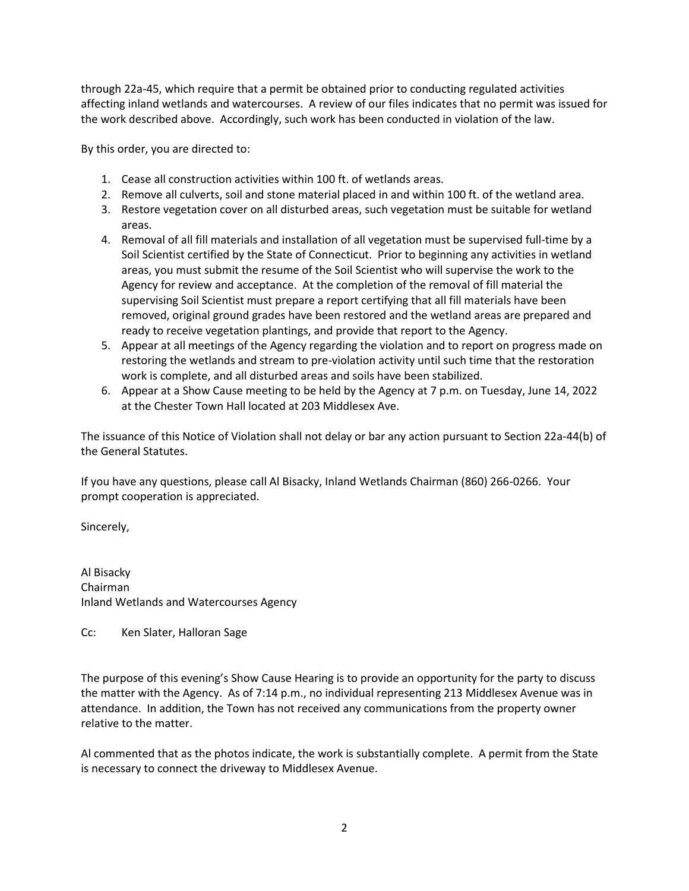through 22a-45, which require that a permit be obtained prior to conducting regulated activities affecting inland wetlands and watercourses. A review of our files indicates that no permit was issued for the work described above. Accordingly, such work has been conducted in violation of the law.

By this order, you are directed to:

1. Cease all construction activities within 100 ft. of wetlands areas.
2. Remove all culverts, soil and stone material placed in and within 100 ft. of the wetland area.
3. Restore vegetation cover on all disturbed areas, such vegetation must be suitable for wetland areas.
4. Removal of all fill materials and installation of all vegetation must be supervised full-time by a Soil Scientist certified by the State of Connecticut. Prior to beginning any activities in wetland areas, you must submit the resume of the Soil Scientist who will supervise the work to the Agency for review and acceptance. At the completion of the removal of fill material the supervising Soil Scientist must prepare a report certifying that all fill materials have been removed, original ground grades have been restored and the wetland areas are prepared and ready to receive vegetation plantings, and provide that report to the Agency.
5. Appear at all meetings of the Agency regarding the violation and to report on progress made on restoring the wetlands and stream to pre-violation activity until such time that the restoration work is complete, and all disturbed areas and soils have been stabilized.
6. Appear at a Show Cause meeting to be held by the Agency at 7 p.m. on Tuesday, June 14, 2022 at the Chester Town Hall located at 203 Middlesex Ave.

The issuance of this Notice of Violation shall not delay or bar any action pursuant to Section 22a-44(b) of the General Statutes.

If you have any questions, please call Al Bisacky, Inland Wetlands Chairman (860) 266-0266. Your prompt cooperation is appreciated.

Sincerely,

Al Bisacky
Chairman
Inland Wetlands and Watercourses Agency

Cc: Ken Slater, Halloran Sage

The purpose of this evening's Show Cause Hearing is to provide an opportunity for the party to discuss the matter with the Agency. As of 7:14 p.m., no individual representing 213 Middlesex Avenue was in attendance. In addition, the Town has not received any communications from the property owner relative to the matter.

Al commented that as the photos indicate, the work is substantially complete. A permit from the State is necessary to connect the driveway to Middlesex Avenue.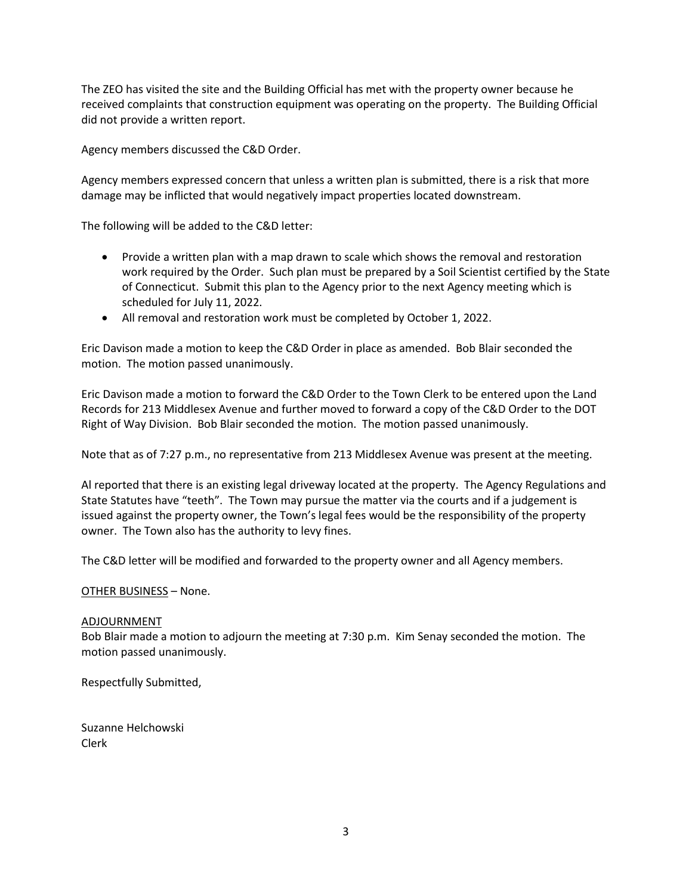The ZEO has visited the site and the Building Official has met with the property owner because he received complaints that construction equipment was operating on the property. The Building Official did not provide a written report.

Agency members discussed the C&D Order.

Agency members expressed concern that unless a written plan is submitted, there is a risk that more damage may be inflicted that would negatively impact properties located downstream.

The following will be added to the C&D letter:

- Provide a written plan with a map drawn to scale which shows the removal and restoration work required by the Order. Such plan must be prepared by a Soil Scientist certified by the State of Connecticut. Submit this plan to the Agency prior to the next Agency meeting which is scheduled for July 11, 2022.
- All removal and restoration work must be completed by October 1, 2022.

Eric Davison made a motion to keep the C&D Order in place as amended. Bob Blair seconded the motion. The motion passed unanimously.

Eric Davison made a motion to forward the C&D Order to the Town Clerk to be entered upon the Land Records for 213 Middlesex Avenue and further moved to forward a copy of the C&D Order to the DOT Right of Way Division. Bob Blair seconded the motion. The motion passed unanimously.

Note that as of 7:27 p.m., no representative from 213 Middlesex Avenue was present at the meeting.

Al reported that there is an existing legal driveway located at the property. The Agency Regulations and State Statutes have "teeth". The Town may pursue the matter via the courts and if a judgement is issued against the property owner, the Town's legal fees would be the responsibility of the property owner. The Town also has the authority to levy fines.

The C&D letter will be modified and forwarded to the property owner and all Agency members.

<u>OTHER BUSINESS</u> – None.

<u>ADJOURNMENT</u>
Bob Blair made a motion to adjourn the meeting at 7:30 p.m. Kim Senay seconded the motion. The motion passed unanimously.

Respectfully Submitted,

Suzanne Helchowski
Clerk